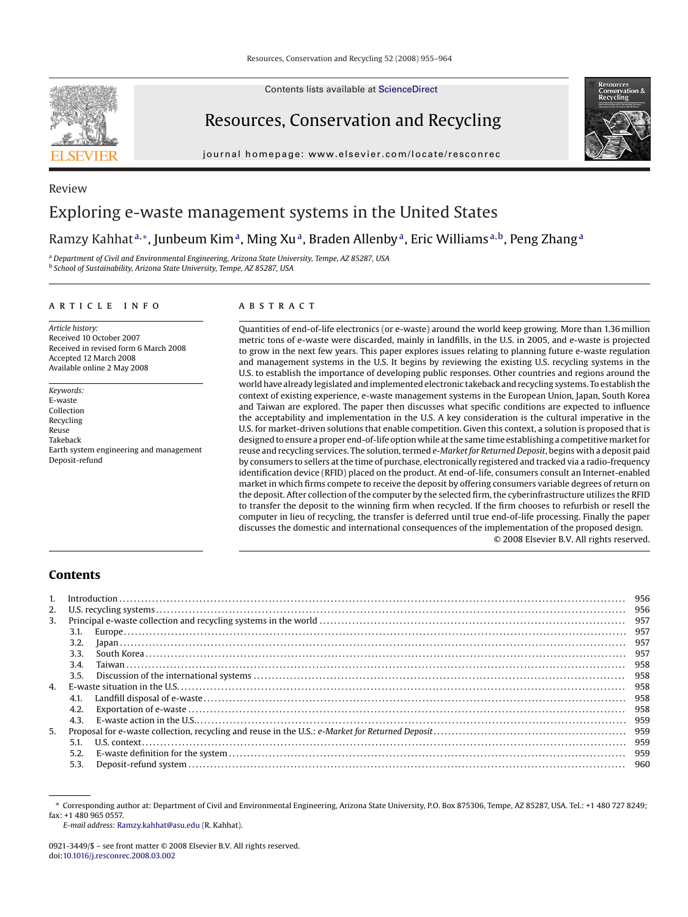Contents lists available at ScienceDirect

Resources, Conservation and Recycling

journal homepage: www.elsevier.com/locate/resconrec

Review

# Exploring e-waste management systems in the United States

Ramzy Kahhat[a,*], Junbeum Kim[a], Ming Xu[a], Braden Allenby[a], Eric Williams[a,b], Peng Zhang[a]

[a] Department of Civil and Environmental Engineering, Arizona State University, Tempe, AZ 85287, USA
[b] School of Sustainability, Arizona State University, Tempe, AZ 85287, USA

## ARTICLE INFO

*Article history:*
Received 10 October 2007
Received in revised form 6 March 2008
Accepted 12 March 2008
Available online 2 May 2008

*Keywords:*
E-waste
Collection
Recycling
Reuse
Takeback
Earth system engineering and management
Deposit-refund

## ABSTRACT

Quantities of end-of-life electronics (or e-waste) around the world keep growing. More than 1.36 million metric tons of e-waste were discarded, mainly in landfills, in the U.S. in 2005, and e-waste is projected to grow in the next few years. This paper explores issues relating to planning future e-waste regulation and management systems in the U.S. It begins by reviewing the existing U.S. recycling systems in the U.S. to establish the importance of developing public responses. Other countries and regions around the world have already legislated and implemented electronic takeback and recycling systems. To establish the context of existing experience, e-waste management systems in the European Union, Japan, South Korea and Taiwan are explored. The paper then discusses what specific conditions are expected to influence the acceptability and implementation in the U.S. A key consideration is the cultural imperative in the U.S. for market-driven solutions that enable competition. Given this context, a solution is proposed that is designed to ensure a proper end-of-life option while at the same time establishing a competitive market for reuse and recycling services. The solution, termed *e-Market for Returned Deposit*, begins with a deposit paid by consumers to sellers at the time of purchase, electronically registered and tracked via a radio-frequency identification device (RFID) placed on the product. At end-of-life, consumers consult an Internet-enabled market in which firms compete to receive the deposit by offering consumers variable degrees of return on the deposit. After collection of the computer by the selected firm, the cyberinfrastructure utilizes the RFID to transfer the deposit to the winning firm when recycled. If the firm chooses to refurbish or resell the computer in lieu of recycling, the transfer is deferred until true end-of-life processing. Finally the paper discusses the domestic and international consequences of the implementation of the proposed design.

© 2008 Elsevier B.V. All rights reserved.

## Contents

1. Introduction ........ 956
2. U.S. recycling systems ........ 956
3. Principal e-waste collection and recycling systems in the world ........ 957
   - 3.1. Europe ........ 957
   - 3.2. Japan ........ 957
   - 3.3. South Korea ........ 957
   - 3.4. Taiwan ........ 958
   - 3.5. Discussion of the international systems ........ 958
4. E-waste situation in the U.S. ........ 958
   - 4.1. Landfill disposal of e-waste ........ 958
   - 4.2. Exportation of e-waste ........ 958
   - 4.3. E-waste action in the U.S. ........ 959
5. Proposal for e-waste collection, recycling and reuse in the U.S.: *e-Market for Returned Deposit* ........ 959
   - 5.1. U.S. context ........ 959
   - 5.2. E-waste definition for the system ........ 959
   - 5.3. Deposit-refund system ........ 960

---

\* Corresponding author at: Department of Civil and Environmental Engineering, Arizona State University, P.O. Box 875306, Tempe, AZ 85287, USA. Tel.: +1 480 727 8249; fax: +1 480 965 0557.
*E-mail address:* Ramzy.kahhat@asu.edu (R. Kahhat).

0921-3449/$ – see front matter © 2008 Elsevier B.V. All rights reserved.
doi:10.1016/j.resconrec.2008.03.002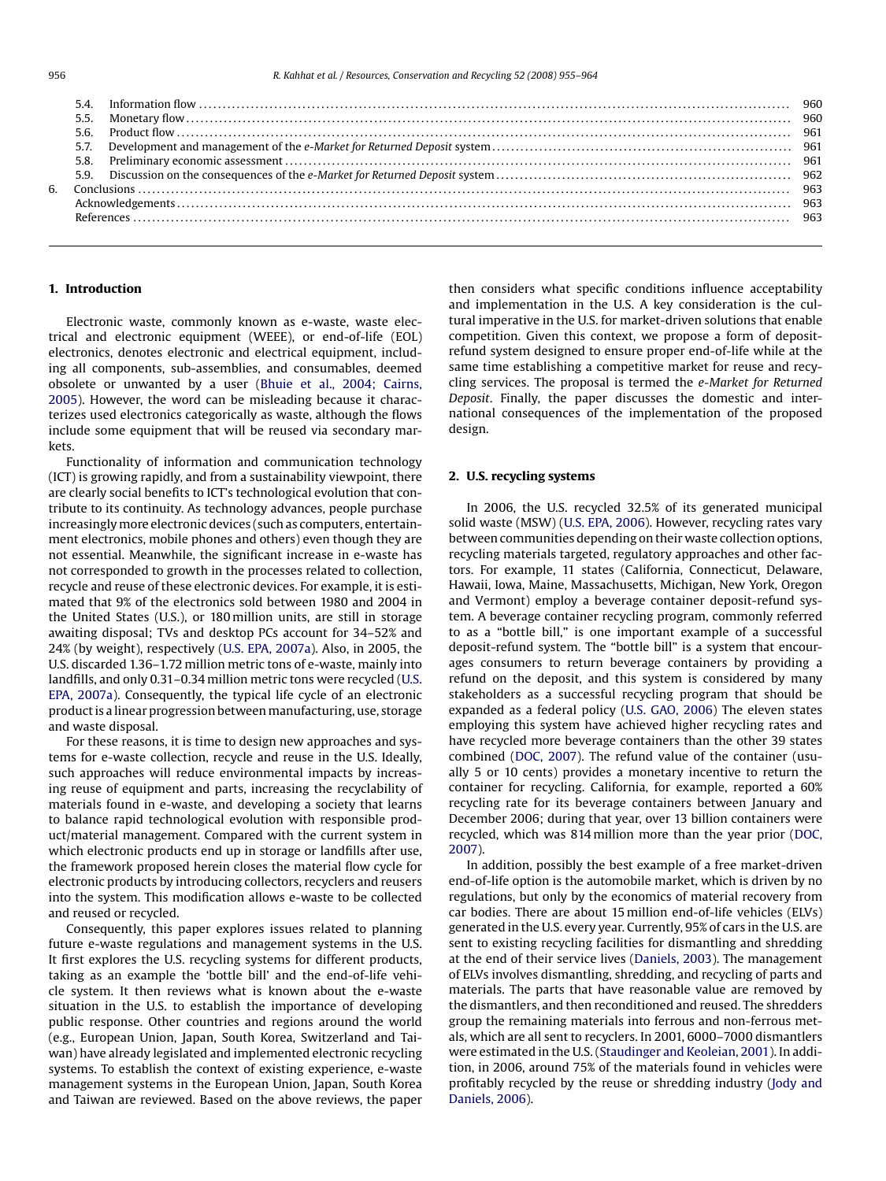| | | |
|---|---|---|
| 5.4. | Information flow | 960 |
| 5.5. | Monetary flow | 960 |
| 5.6. | Product flow | 961 |
| 5.7. | Development and management of the *e-Market for Returned Deposit* system | 961 |
| 5.8. | Preliminary economic assessment | 961 |
| 5.9. | Discussion on the consequences of the *e-Market for Returned Deposit* system | 962 |
| 6. | Conclusions | 963 |
| | Acknowledgements | 963 |
| | References | 963 |

## 1. Introduction

Electronic waste, commonly known as e-waste, waste electrical and electronic equipment (WEEE), or end-of-life (EOL) electronics, denotes electronic and electrical equipment, including all components, sub-assemblies, and consumables, deemed obsolete or unwanted by a user (Bhuie et al., 2004; Cairns, 2005). However, the word can be misleading because it characterizes used electronics categorically as waste, although the flows include some equipment that will be reused via secondary markets.

Functionality of information and communication technology (ICT) is growing rapidly, and from a sustainability viewpoint, there are clearly social benefits to ICT's technological evolution that contribute to its continuity. As technology advances, people purchase increasingly more electronic devices (such as computers, entertainment electronics, mobile phones and others) even though they are not essential. Meanwhile, the significant increase in e-waste has not corresponded to growth in the processes related to collection, recycle and reuse of these electronic devices. For example, it is estimated that 9% of the electronics sold between 1980 and 2004 in the United States (U.S.), or 180 million units, are still in storage awaiting disposal; TVs and desktop PCs account for 34–52% and 24% (by weight), respectively (U.S. EPA, 2007a). Also, in 2005, the U.S. discarded 1.36–1.72 million metric tons of e-waste, mainly into landfills, and only 0.31–0.34 million metric tons were recycled (U.S. EPA, 2007a). Consequently, the typical life cycle of an electronic product is a linear progression between manufacturing, use, storage and waste disposal.

For these reasons, it is time to design new approaches and systems for e-waste collection, recycle and reuse in the U.S. Ideally, such approaches will reduce environmental impacts by increasing reuse of equipment and parts, increasing the recyclability of materials found in e-waste, and developing a society that learns to balance rapid technological evolution with responsible product/material management. Compared with the current system in which electronic products end up in storage or landfills after use, the framework proposed herein closes the material flow cycle for electronic products by introducing collectors, recyclers and reusers into the system. This modification allows e-waste to be collected and reused or recycled.

Consequently, this paper explores issues related to planning future e-waste regulations and management systems in the U.S. It first explores the U.S. recycling systems for different products, taking as an example the 'bottle bill' and the end-of-life vehicle system. It then reviews what is known about the e-waste situation in the U.S. to establish the importance of developing public response. Other countries and regions around the world (e.g., European Union, Japan, South Korea, Switzerland and Taiwan) have already legislated and implemented electronic recycling systems. To establish the context of existing experience, e-waste management systems in the European Union, Japan, South Korea and Taiwan are reviewed. Based on the above reviews, the paper then considers what specific conditions influence acceptability and implementation in the U.S. A key consideration is the cultural imperative in the U.S. for market-driven solutions that enable competition. Given this context, we propose a form of deposit-refund system designed to ensure proper end-of-life while at the same time establishing a competitive market for reuse and recycling services. The proposal is termed the *e-Market for Returned Deposit*. Finally, the paper discusses the domestic and international consequences of the implementation of the proposed design.

## 2. U.S. recycling systems

In 2006, the U.S. recycled 32.5% of its generated municipal solid waste (MSW) (U.S. EPA, 2006). However, recycling rates vary between communities depending on their waste collection options, recycling materials targeted, regulatory approaches and other factors. For example, 11 states (California, Connecticut, Delaware, Hawaii, Iowa, Maine, Massachusetts, Michigan, New York, Oregon and Vermont) employ a beverage container deposit-refund system. A beverage container recycling program, commonly referred to as a "bottle bill," is one important example of a successful deposit-refund system. The "bottle bill" is a system that encourages consumers to return beverage containers by providing a refund on the deposit, and this system is considered by many stakeholders as a successful recycling program that should be expanded as a federal policy (U.S. GAO, 2006) The eleven states employing this system have achieved higher recycling rates and have recycled more beverage containers than the other 39 states combined (DOC, 2007). The refund value of the container (usually 5 or 10 cents) provides a monetary incentive to return the container for recycling. California, for example, reported a 60% recycling rate for its beverage containers between January and December 2006; during that year, over 13 billion containers were recycled, which was 814 million more than the year prior (DOC, 2007).

In addition, possibly the best example of a free market-driven end-of-life option is the automobile market, which is driven by no regulations, but only by the economics of material recovery from car bodies. There are about 15 million end-of-life vehicles (ELVs) generated in the U.S. every year. Currently, 95% of cars in the U.S. are sent to existing recycling facilities for dismantling and shredding at the end of their service lives (Daniels, 2003). The management of ELVs involves dismantling, shredding, and recycling of parts and materials. The parts that have reasonable value are removed by the dismantlers, and then reconditioned and reused. The shredders group the remaining materials into ferrous and non-ferrous metals, which are all sent to recyclers. In 2001, 6000–7000 dismantlers were estimated in the U.S. (Staudinger and Keoleian, 2001). In addition, in 2006, around 75% of the materials found in vehicles were profitably recycled by the reuse or shredding industry (Jody and Daniels, 2006).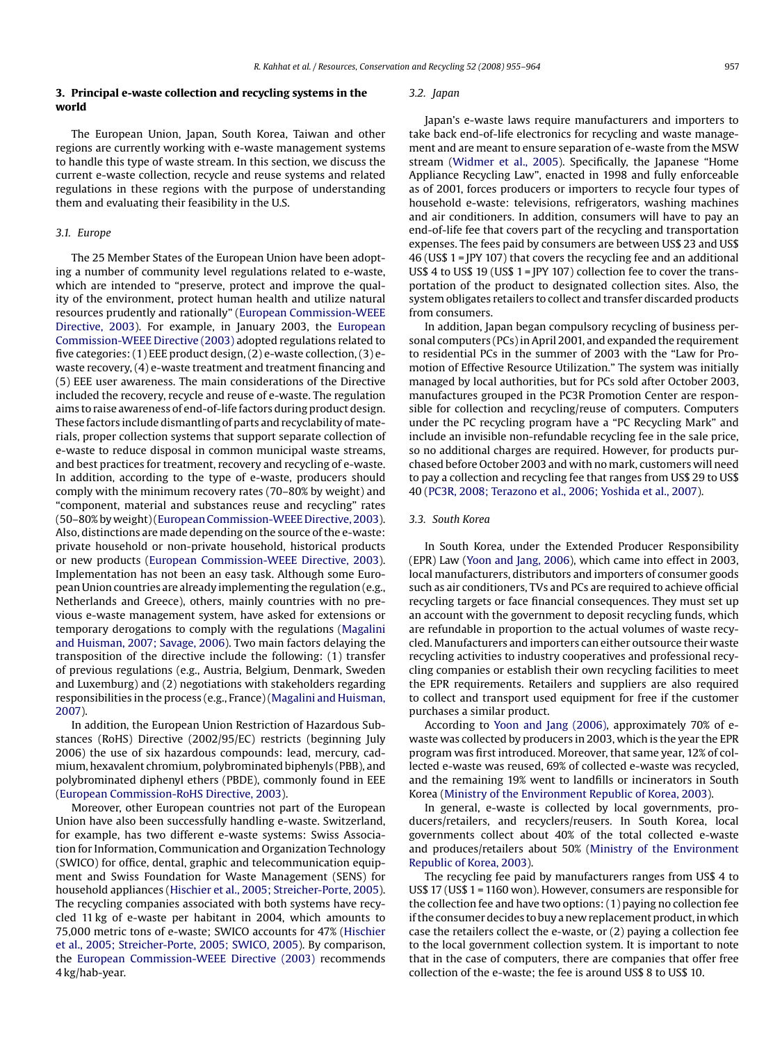## 3. Principal e-waste collection and recycling systems in the world

The European Union, Japan, South Korea, Taiwan and other regions are currently working with e-waste management systems to handle this type of waste stream. In this section, we discuss the current e-waste collection, recycle and reuse systems and related regulations in these regions with the purpose of understanding them and evaluating their feasibility in the U.S.

### 3.1. Europe

The 25 Member States of the European Union have been adopting a number of community level regulations related to e-waste, which are intended to "preserve, protect and improve the quality of the environment, protect human health and utilize natural resources prudently and rationally" (European Commission-WEEE Directive, 2003). For example, in January 2003, the European Commission-WEEE Directive (2003) adopted regulations related to five categories: (1) EEE product design, (2) e-waste collection, (3) e-waste recovery, (4) e-waste treatment and treatment financing and (5) EEE user awareness. The main considerations of the Directive included the recovery, recycle and reuse of e-waste. The regulation aims to raise awareness of end-of-life factors during product design. These factors include dismantling of parts and recyclability of materials, proper collection systems that support separate collection of e-waste to reduce disposal in common municipal waste streams, and best practices for treatment, recovery and recycling of e-waste. In addition, according to the type of e-waste, producers should comply with the minimum recovery rates (70–80% by weight) and "component, material and substances reuse and recycling" rates (50–80% by weight) (European Commission-WEEE Directive, 2003). Also, distinctions are made depending on the source of the e-waste: private household or non-private household, historical products or new products (European Commission-WEEE Directive, 2003). Implementation has not been an easy task. Although some European Union countries are already implementing the regulation (e.g., Netherlands and Greece), others, mainly countries with no previous e-waste management system, have asked for extensions or temporary derogations to comply with the regulations (Magalini and Huisman, 2007; Savage, 2006). Two main factors delaying the transposition of the directive include the following: (1) transfer of previous regulations (e.g., Austria, Belgium, Denmark, Sweden and Luxemburg) and (2) negotiations with stakeholders regarding responsibilities in the process (e.g., France) (Magalini and Huisman, 2007).

In addition, the European Union Restriction of Hazardous Substances (RoHS) Directive (2002/95/EC) restricts (beginning July 2006) the use of six hazardous compounds: lead, mercury, cadmium, hexavalent chromium, polybrominated biphenyls (PBB), and polybrominated diphenyl ethers (PBDE), commonly found in EEE (European Commission-RoHS Directive, 2003).

Moreover, other European countries not part of the European Union have also been successfully handling e-waste. Switzerland, for example, has two different e-waste systems: Swiss Association for Information, Communication and Organization Technology (SWICO) for office, dental, graphic and telecommunication equipment and Swiss Foundation for Waste Management (SENS) for household appliances (Hischier et al., 2005; Streicher-Porte, 2005). The recycling companies associated with both systems have recycled 11 kg of e-waste per habitant in 2004, which amounts to 75,000 metric tons of e-waste; SWICO accounts for 47% (Hischier et al., 2005; Streicher-Porte, 2005; SWICO, 2005). By comparison, the European Commission-WEEE Directive (2003) recommends 4 kg/hab-year.

### 3.2. Japan

Japan's e-waste laws require manufacturers and importers to take back end-of-life electronics for recycling and waste management and are meant to ensure separation of e-waste from the MSW stream (Widmer et al., 2005). Specifically, the Japanese "Home Appliance Recycling Law", enacted in 1998 and fully enforceable as of 2001, forces producers or importers to recycle four types of household e-waste: televisions, refrigerators, washing machines and air conditioners. In addition, consumers will have to pay an end-of-life fee that covers part of the recycling and transportation expenses. The fees paid by consumers are between US$ 23 and US$ 46 (US$ 1 = JPY 107) that covers the recycling fee and an additional US$ 4 to US$ 19 (US$ 1 = JPY 107) collection fee to cover the transportation of the product to designated collection sites. Also, the system obligates retailers to collect and transfer discarded products from consumers.

In addition, Japan began compulsory recycling of business personal computers (PCs) in April 2001, and expanded the requirement to residential PCs in the summer of 2003 with the "Law for Promotion of Effective Resource Utilization." The system was initially managed by local authorities, but for PCs sold after October 2003, manufactures grouped in the PC3R Promotion Center are responsible for collection and recycling/reuse of computers. Computers under the PC recycling program have a "PC Recycling Mark" and include an invisible non-refundable recycling fee in the sale price, so no additional charges are required. However, for products purchased before October 2003 and with no mark, customers will need to pay a collection and recycling fee that ranges from US$ 29 to US$ 40 (PC3R, 2008; Terazono et al., 2006; Yoshida et al., 2007).

### 3.3. South Korea

In South Korea, under the Extended Producer Responsibility (EPR) Law (Yoon and Jang, 2006), which came into effect in 2003, local manufacturers, distributors and importers of consumer goods such as air conditioners, TVs and PCs are required to achieve official recycling targets or face financial consequences. They must set up an account with the government to deposit recycling funds, which are refundable in proportion to the actual volumes of waste recycled. Manufacturers and importers can either outsource their waste recycling activities to industry cooperatives and professional recycling companies or establish their own recycling facilities to meet the EPR requirements. Retailers and suppliers are also required to collect and transport used equipment for free if the customer purchases a similar product.

According to Yoon and Jang (2006), approximately 70% of e-waste was collected by producers in 2003, which is the year the EPR program was first introduced. Moreover, that same year, 12% of collected e-waste was reused, 69% of collected e-waste was recycled, and the remaining 19% went to landfills or incinerators in South Korea (Ministry of the Environment Republic of Korea, 2003).

In general, e-waste is collected by local governments, producers/retailers, and recyclers/reusers. In South Korea, local governments collect about 40% of the total collected e-waste and produces/retailers about 50% (Ministry of the Environment Republic of Korea, 2003).

The recycling fee paid by manufacturers ranges from US$ 4 to US$ 17 (US$ 1 = 1160 won). However, consumers are responsible for the collection fee and have two options: (1) paying no collection fee if the consumer decides to buy a new replacement product, in which case the retailers collect the e-waste, or (2) paying a collection fee to the local government collection system. It is important to note that in the case of computers, there are companies that offer free collection of the e-waste; the fee is around US$ 8 to US$ 10.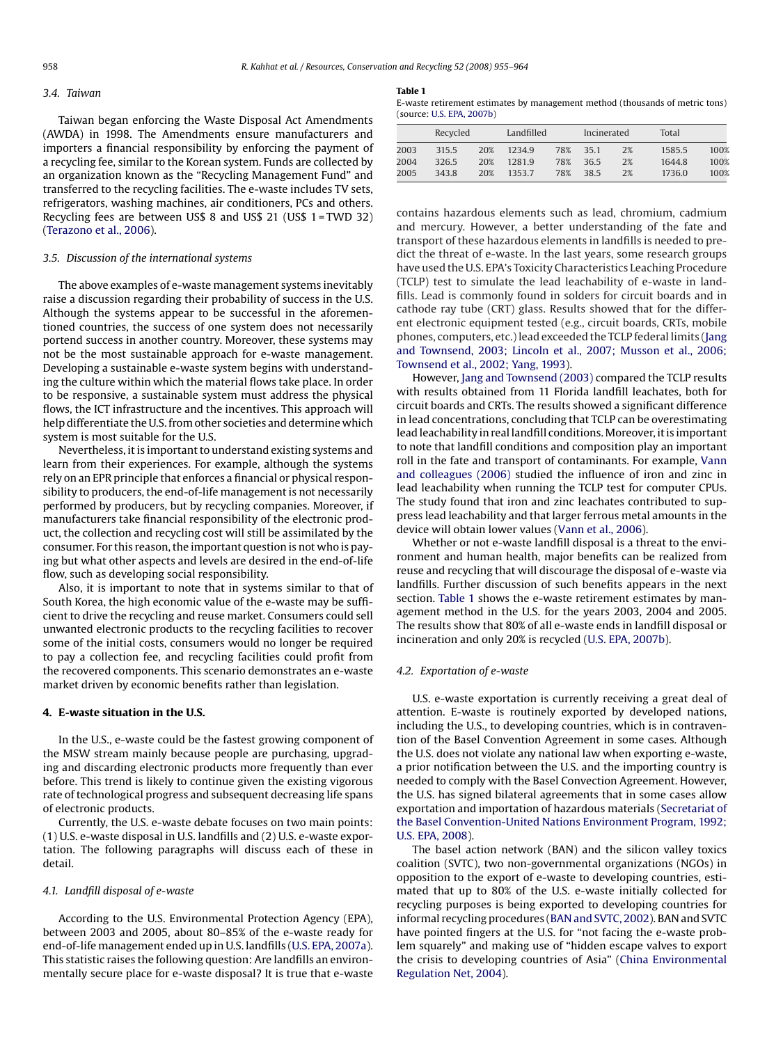### 3.4. Taiwan

Taiwan began enforcing the Waste Disposal Act Amendments (AWDA) in 1998. The Amendments ensure manufacturers and importers a financial responsibility by enforcing the payment of a recycling fee, similar to the Korean system. Funds are collected by an organization known as the "Recycling Management Fund" and transferred to the recycling facilities. The e-waste includes TV sets, refrigerators, washing machines, air conditioners, PCs and others. Recycling fees are between US$ 8 and US$ 21 (US$ 1 = TWD 32) (Terazono et al., 2006).

### 3.5. Discussion of the international systems

The above examples of e-waste management systems inevitably raise a discussion regarding their probability of success in the U.S. Although the systems appear to be successful in the aforementioned countries, the success of one system does not necessarily portend success in another country. Moreover, these systems may not be the most sustainable approach for e-waste management. Developing a sustainable e-waste system begins with understanding the culture within which the material flows take place. In order to be responsive, a sustainable system must address the physical flows, the ICT infrastructure and the incentives. This approach will help differentiate the U.S. from other societies and determine which system is most suitable for the U.S.

Nevertheless, it is important to understand existing systems and learn from their experiences. For example, although the systems rely on an EPR principle that enforces a financial or physical responsibility to producers, the end-of-life management is not necessarily performed by producers, but by recycling companies. Moreover, if manufacturers take financial responsibility of the electronic product, the collection and recycling cost will still be assimilated by the consumer. For this reason, the important question is not who is paying but what other aspects and levels are desired in the end-of-life flow, such as developing social responsibility.

Also, it is important to note that in systems similar to that of South Korea, the high economic value of the e-waste may be sufficient to drive the recycling and reuse market. Consumers could sell unwanted electronic products to the recycling facilities to recover some of the initial costs, consumers would no longer be required to pay a collection fee, and recycling facilities could profit from the recovered components. This scenario demonstrates an e-waste market driven by economic benefits rather than legislation.

## 4. E-waste situation in the U.S.

In the U.S., e-waste could be the fastest growing component of the MSW stream mainly because people are purchasing, upgrading and discarding electronic products more frequently than ever before. This trend is likely to continue given the existing vigorous rate of technological progress and subsequent decreasing life spans of electronic products.

Currently, the U.S. e-waste debate focuses on two main points: (1) U.S. e-waste disposal in U.S. landfills and (2) U.S. e-waste exportation. The following paragraphs will discuss each of these in detail.

### 4.1. Landfill disposal of e-waste

According to the U.S. Environmental Protection Agency (EPA), between 2003 and 2005, about 80–85% of the e-waste ready for end-of-life management ended up in U.S. landfills (U.S. EPA, 2007a). This statistic raises the following question: Are landfills an environmentally secure place for e-waste disposal? It is true that e-waste contains hazardous elements such as lead, chromium, cadmium and mercury. However, a better understanding of the fate and transport of these hazardous elements in landfills is needed to predict the threat of e-waste. In the last years, some research groups have used the U.S. EPA's Toxicity Characteristics Leaching Procedure (TCLP) test to simulate the lead leachability of e-waste in landfills. Lead is commonly found in solders for circuit boards and in cathode ray tube (CRT) glass. Results showed that for the different electronic equipment tested (e.g., circuit boards, CRTs, mobile phones, computers, etc.) lead exceeded the TCLP federal limits (Jang and Townsend, 2003; Lincoln et al., 2007; Musson et al., 2006; Townsend et al., 2002; Yang, 1993).

However, Jang and Townsend (2003) compared the TCLP results with results obtained from 11 Florida landfill leachates, both for circuit boards and CRTs. The results showed a significant difference in lead concentrations, concluding that TCLP can be overestimating lead leachability in real landfill conditions. Moreover, it is important to note that landfill conditions and composition play an important roll in the fate and transport of contaminants. For example, Vann and colleagues (2006) studied the influence of iron and zinc in lead leachability when running the TCLP test for computer CPUs. The study found that iron and zinc leachates contributed to suppress lead leachability and that larger ferrous metal amounts in the device will obtain lower values (Vann et al., 2006).

Whether or not e-waste landfill disposal is a threat to the environment and human health, major benefits can be realized from reuse and recycling that will discourage the disposal of e-waste via landfills. Further discussion of such benefits appears in the next section. Table 1 shows the e-waste retirement estimates by management method in the U.S. for the years 2003, 2004 and 2005. The results show that 80% of all e-waste ends in landfill disposal or incineration and only 20% is recycled (U.S. EPA, 2007b).

**Table 1**
E-waste retirement estimates by management method (thousands of metric tons) (source: U.S. EPA, 2007b)

| | Recycled | | Landfilled | | Incinerated | | Total | |
|---|---|---|---|---|---|---|---|---|
| 2003 | 315.5 | 20% | 1234.9 | 78% | 35.1 | 2% | 1585.5 | 100% |
| 2004 | 326.5 | 20% | 1281.9 | 78% | 36.5 | 2% | 1644.8 | 100% |
| 2005 | 343.8 | 20% | 1353.7 | 78% | 38.5 | 2% | 1736.0 | 100% |

### 4.2. Exportation of e-waste

U.S. e-waste exportation is currently receiving a great deal of attention. E-waste is routinely exported by developed nations, including the U.S., to developing countries, which is in contravention of the Basel Convention Agreement in some cases. Although the U.S. does not violate any national law when exporting e-waste, a prior notification between the U.S. and the importing country is needed to comply with the Basel Convection Agreement. However, the U.S. has signed bilateral agreements that in some cases allow exportation and importation of hazardous materials (Secretariat of the Basel Convention-United Nations Environment Program, 1992; U.S. EPA, 2008).

The basel action network (BAN) and the silicon valley toxics coalition (SVTC), two non-governmental organizations (NGOs) in opposition to the export of e-waste to developing countries, estimated that up to 80% of the U.S. e-waste initially collected for recycling purposes is being exported to developing countries for informal recycling procedures (BAN and SVTC, 2002). BAN and SVTC have pointed fingers at the U.S. for "not facing the e-waste problem squarely" and making use of "hidden escape valves to export the crisis to developing countries of Asia" (China Environmental Regulation Net, 2004).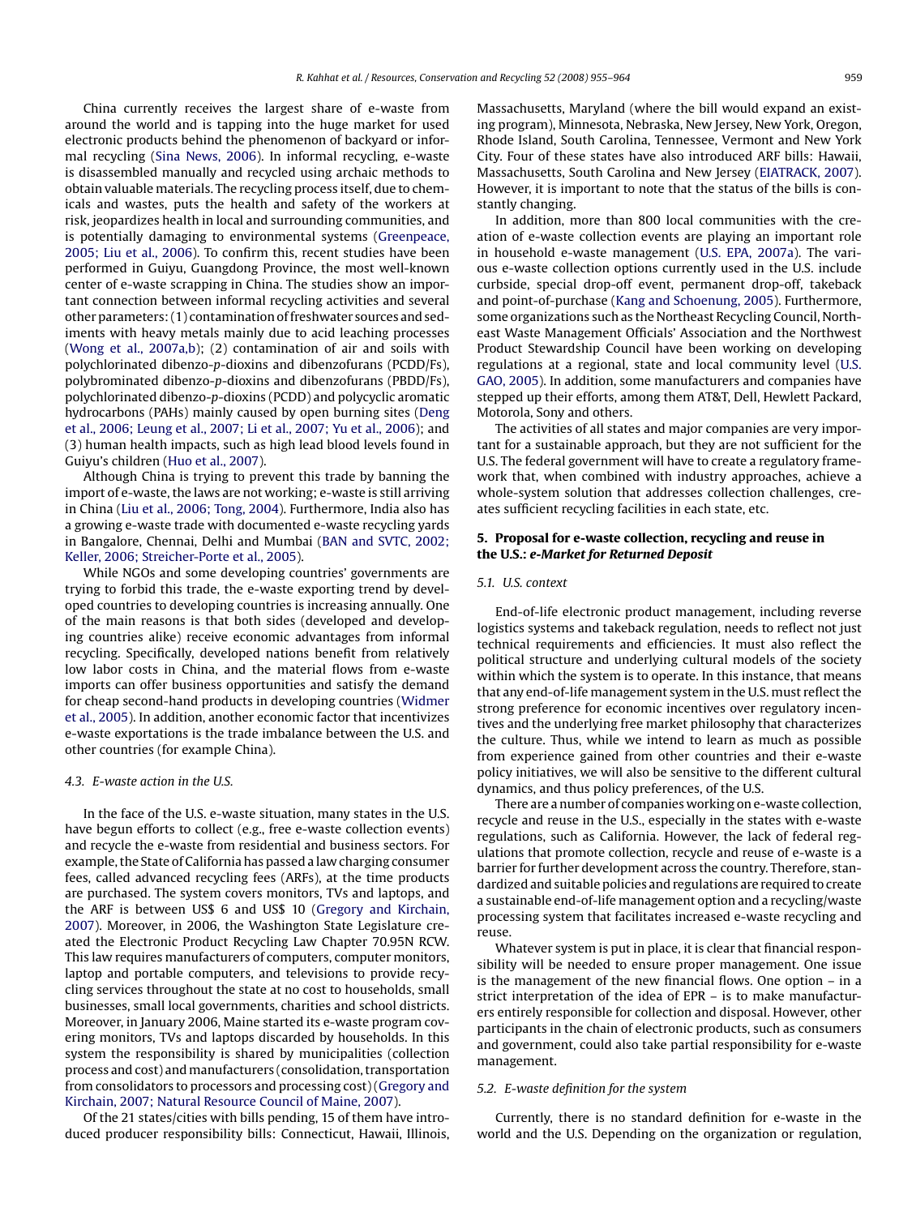China currently receives the largest share of e-waste from around the world and is tapping into the huge market for used electronic products behind the phenomenon of backyard or informal recycling (Sina News, 2006). In informal recycling, e-waste is disassembled manually and recycled using archaic methods to obtain valuable materials. The recycling process itself, due to chemicals and wastes, puts the health and safety of the workers at risk, jeopardizes health in local and surrounding communities, and is potentially damaging to environmental systems (Greenpeace, 2005; Liu et al., 2006). To confirm this, recent studies have been performed in Guiyu, Guangdong Province, the most well-known center of e-waste scrapping in China. The studies show an important connection between informal recycling activities and several other parameters: (1) contamination of freshwater sources and sediments with heavy metals mainly due to acid leaching processes (Wong et al., 2007a,b); (2) contamination of air and soils with polychlorinated dibenzo-*p*-dioxins and dibenzofurans (PCDD/Fs), polybrominated dibenzo-*p*-dioxins and dibenzofurans (PBDD/Fs), polychlorinated dibenzo-*p*-dioxins (PCDD) and polycyclic aromatic hydrocarbons (PAHs) mainly caused by open burning sites (Deng et al., 2006; Leung et al., 2007; Li et al., 2007; Yu et al., 2006); and (3) human health impacts, such as high lead blood levels found in Guiyu's children (Huo et al., 2007).

Although China is trying to prevent this trade by banning the import of e-waste, the laws are not working; e-waste is still arriving in China (Liu et al., 2006; Tong, 2004). Furthermore, India also has a growing e-waste trade with documented e-waste recycling yards in Bangalore, Chennai, Delhi and Mumbai (BAN and SVTC, 2002; Keller, 2006; Streicher-Porte et al., 2005).

While NGOs and some developing countries' governments are trying to forbid this trade, the e-waste exporting trend by developed countries to developing countries is increasing annually. One of the main reasons is that both sides (developed and developing countries alike) receive economic advantages from informal recycling. Specifically, developed nations benefit from relatively low labor costs in China, and the material flows from e-waste imports can offer business opportunities and satisfy the demand for cheap second-hand products in developing countries (Widmer et al., 2005). In addition, another economic factor that incentivizes e-waste exportations is the trade imbalance between the U.S. and other countries (for example China).

### *4.3. E-waste action in the U.S.*

In the face of the U.S. e-waste situation, many states in the U.S. have begun efforts to collect (e.g., free e-waste collection events) and recycle the e-waste from residential and business sectors. For example, the State of California has passed a law charging consumer fees, called advanced recycling fees (ARFs), at the time products are purchased. The system covers monitors, TVs and laptops, and the ARF is between US$ 6 and US$ 10 (Gregory and Kirchain, 2007). Moreover, in 2006, the Washington State Legislature created the Electronic Product Recycling Law Chapter 70.95N RCW. This law requires manufacturers of computers, computer monitors, laptop and portable computers, and televisions to provide recycling services throughout the state at no cost to households, small businesses, small local governments, charities and school districts. Moreover, in January 2006, Maine started its e-waste program covering monitors, TVs and laptops discarded by households. In this system the responsibility is shared by municipalities (collection process and cost) and manufacturers (consolidation, transportation from consolidators to processors and processing cost) (Gregory and Kirchain, 2007; Natural Resource Council of Maine, 2007).

Of the 21 states/cities with bills pending, 15 of them have introduced producer responsibility bills: Connecticut, Hawaii, Illinois, Massachusetts, Maryland (where the bill would expand an existing program), Minnesota, Nebraska, New Jersey, New York, Oregon, Rhode Island, South Carolina, Tennessee, Vermont and New York City. Four of these states have also introduced ARF bills: Hawaii, Massachusetts, South Carolina and New Jersey (EIATRACK, 2007). However, it is important to note that the status of the bills is constantly changing.

In addition, more than 800 local communities with the creation of e-waste collection events are playing an important role in household e-waste management (U.S. EPA, 2007a). The various e-waste collection options currently used in the U.S. include curbside, special drop-off event, permanent drop-off, takeback and point-of-purchase (Kang and Schoenung, 2005). Furthermore, some organizations such as the Northeast Recycling Council, Northeast Waste Management Officials' Association and the Northwest Product Stewardship Council have been working on developing regulations at a regional, state and local community level (U.S. GAO, 2005). In addition, some manufacturers and companies have stepped up their efforts, among them AT&T, Dell, Hewlett Packard, Motorola, Sony and others.

The activities of all states and major companies are very important for a sustainable approach, but they are not sufficient for the U.S. The federal government will have to create a regulatory framework that, when combined with industry approaches, achieve a whole-system solution that addresses collection challenges, creates sufficient recycling facilities in each state, etc.

## 5. Proposal for e-waste collection, recycling and reuse in the U.S.: *e-Market for Returned Deposit*

### *5.1. U.S. context*

End-of-life electronic product management, including reverse logistics systems and takeback regulation, needs to reflect not just technical requirements and efficiencies. It must also reflect the political structure and underlying cultural models of the society within which the system is to operate. In this instance, that means that any end-of-life management system in the U.S. must reflect the strong preference for economic incentives over regulatory incentives and the underlying free market philosophy that characterizes the culture. Thus, while we intend to learn as much as possible from experience gained from other countries and their e-waste policy initiatives, we will also be sensitive to the different cultural dynamics, and thus policy preferences, of the U.S.

There are a number of companies working on e-waste collection, recycle and reuse in the U.S., especially in the states with e-waste regulations, such as California. However, the lack of federal regulations that promote collection, recycle and reuse of e-waste is a barrier for further development across the country. Therefore, standardized and suitable policies and regulations are required to create a sustainable end-of-life management option and a recycling/waste processing system that facilitates increased e-waste recycling and reuse.

Whatever system is put in place, it is clear that financial responsibility will be needed to ensure proper management. One issue is the management of the new financial flows. One option – in a strict interpretation of the idea of EPR – is to make manufacturers entirely responsible for collection and disposal. However, other participants in the chain of electronic products, such as consumers and government, could also take partial responsibility for e-waste management.

### *5.2. E-waste definition for the system*

Currently, there is no standard definition for e-waste in the world and the U.S. Depending on the organization or regulation,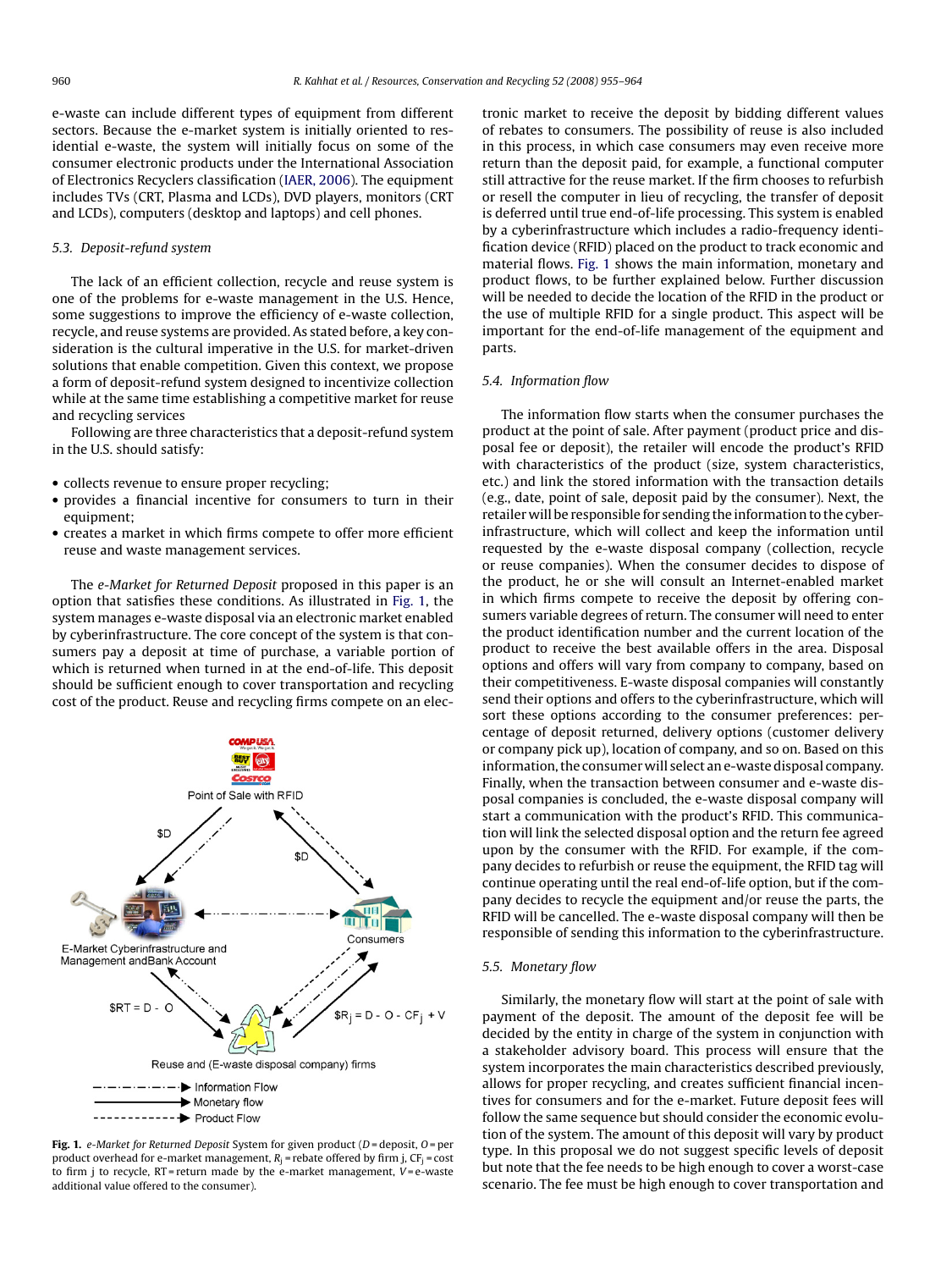e-waste can include different types of equipment from different sectors. Because the e-market system is initially oriented to residential e-waste, the system will initially focus on some of the consumer electronic products under the International Association of Electronics Recyclers classification (IAER, 2006). The equipment includes TVs (CRT, Plasma and LCDs), DVD players, monitors (CRT and LCDs), computers (desktop and laptops) and cell phones.

### 5.3. Deposit-refund system

The lack of an efficient collection, recycle and reuse system is one of the problems for e-waste management in the U.S. Hence, some suggestions to improve the efficiency of e-waste collection, recycle, and reuse systems are provided. As stated before, a key consideration is the cultural imperative in the U.S. for market-driven solutions that enable competition. Given this context, we propose a form of deposit-refund system designed to incentivize collection while at the same time establishing a competitive market for reuse and recycling services

Following are three characteristics that a deposit-refund system in the U.S. should satisfy:

- collects revenue to ensure proper recycling;
- provides a financial incentive for consumers to turn in their equipment;
- creates a market in which firms compete to offer more efficient reuse and waste management services.

The *e-Market for Returned Deposit* proposed in this paper is an option that satisfies these conditions. As illustrated in Fig. 1, the system manages e-waste disposal via an electronic market enabled by cyberinfrastructure. The core concept of the system is that consumers pay a deposit at time of purchase, a variable portion of which is returned when turned in at the end-of-life. This deposit should be sufficient enough to cover transportation and recycling cost of the product. Reuse and recycling firms compete on an electronic market to receive the deposit by bidding different values of rebates to consumers. The possibility of reuse is also included in this process, in which case consumers may even receive more return than the deposit paid, for example, a functional computer still attractive for the reuse market. If the firm chooses to refurbish or resell the computer in lieu of recycling, the transfer of deposit is deferred until true end-of-life processing. This system is enabled by a cyberinfrastructure which includes a radio-frequency identification device (RFID) placed on the product to track economic and material flows. Fig. 1 shows the main information, monetary and product flows, to be further explained below. Further discussion will be needed to decide the location of the RFID in the product or the use of multiple RFID for a single product. This aspect will be important for the end-of-life management of the equipment and parts.

Point of Sale with RFID

$D

$D

E-Market Cyberinfrastructure and Management andBank Account

Consumers

$RT = D - O

$R_j = D - O - CF_j + V

Reuse and (E-waste disposal company) firms

Information Flow

Monetary flow

Product Flow

**Fig. 1.** *e-Market for Returned Deposit* System for given product ($D$ = deposit, $O$ = per product overhead for e-market management, $R_j$ = rebate offered by firm j, $CF_j$ = cost to firm j to recycle, RT = return made by the e-market management, $V$ = e-waste additional value offered to the consumer).

### 5.4. Information flow

The information flow starts when the consumer purchases the product at the point of sale. After payment (product price and disposal fee or deposit), the retailer will encode the product's RFID with characteristics of the product (size, system characteristics, etc.) and link the stored information with the transaction details (e.g., date, point of sale, deposit paid by the consumer). Next, the retailer will be responsible for sending the information to the cyberinfrastructure, which will collect and keep the information until requested by the e-waste disposal company (collection, recycle or reuse companies). When the consumer decides to dispose of the product, he or she will consult an Internet-enabled market in which firms compete to receive the deposit by offering consumers variable degrees of return. The consumer will need to enter the product identification number and the current location of the product to receive the best available offers in the area. Disposal options and offers will vary from company to company, based on their competitiveness. E-waste disposal companies will constantly send their options and offers to the cyberinfrastructure, which will sort these options according to the consumer preferences: percentage of deposit returned, delivery options (customer delivery or company pick up), location of company, and so on. Based on this information, the consumer will select an e-waste disposal company. Finally, when the transaction between consumer and e-waste disposal companies is concluded, the e-waste disposal company will start a communication with the product's RFID. This communication will link the selected disposal option and the return fee agreed upon by the consumer with the RFID. For example, if the company decides to refurbish or reuse the equipment, the RFID tag will continue operating until the real end-of-life option, but if the company decides to recycle the equipment and/or reuse the parts, the RFID will be cancelled. The e-waste disposal company will then be responsible of sending this information to the cyberinfrastructure.

### 5.5. Monetary flow

Similarly, the monetary flow will start at the point of sale with payment of the deposit. The amount of the deposit fee will be decided by the entity in charge of the system in conjunction with a stakeholder advisory board. This process will ensure that the system incorporates the main characteristics described previously, allows for proper recycling, and creates sufficient financial incentives for consumers and for the e-market. Future deposit fees will follow the same sequence but should consider the economic evolution of the system. The amount of this deposit will vary by product type. In this proposal we do not suggest specific levels of deposit but note that the fee needs to be high enough to cover a worst-case scenario. The fee must be high enough to cover transportation and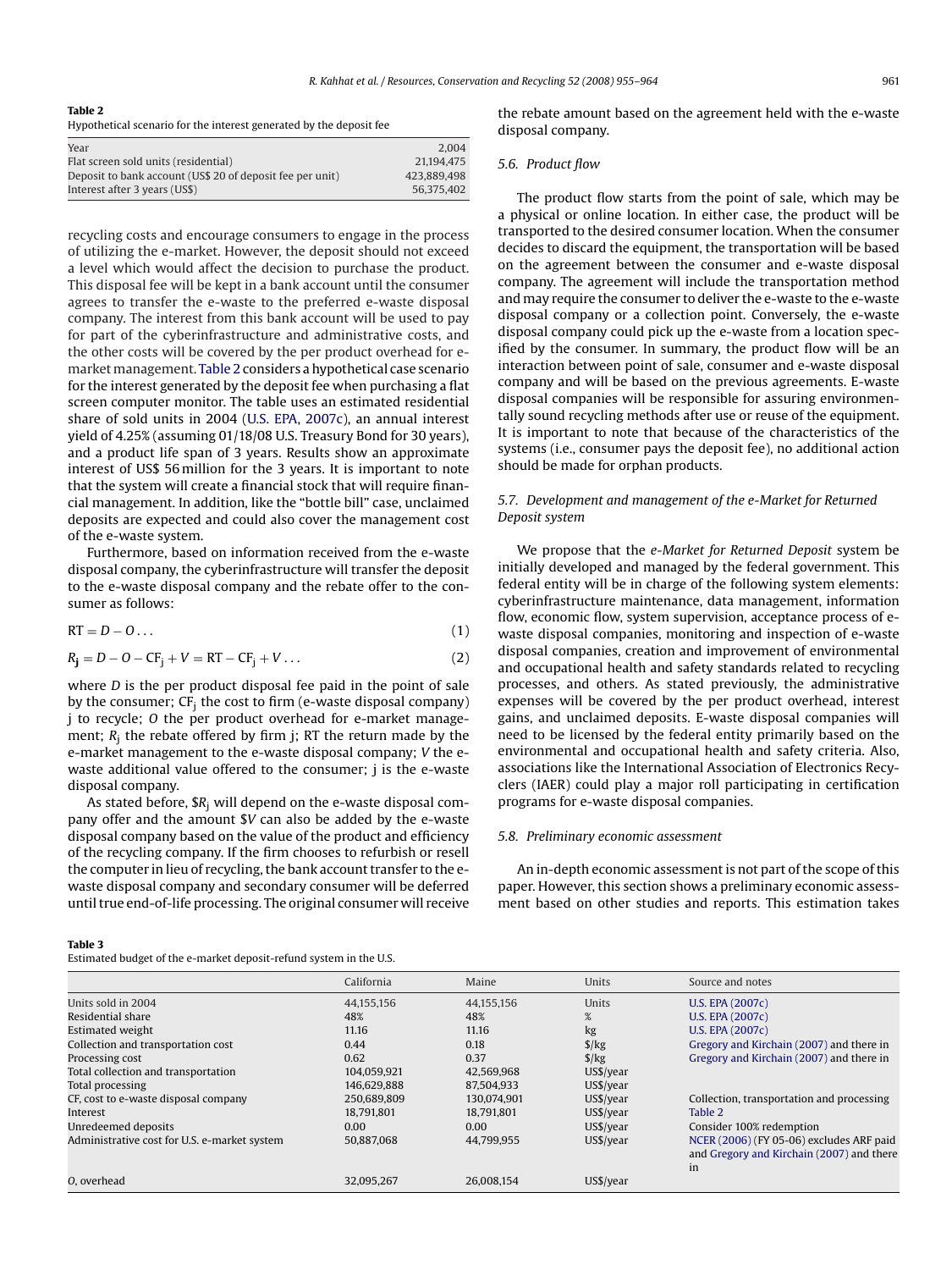**Table 2**
Hypothetical scenario for the interest generated by the deposit fee

| | |
|---|---|
| Year | 2,004 |
| Flat screen sold units (residential) | 21,194,475 |
| Deposit to bank account (US$ 20 of deposit fee per unit) | 423,889,498 |
| Interest after 3 years (US$) | 56,375,402 |

recycling costs and encourage consumers to engage in the process of utilizing the e-market. However, the deposit should not exceed a level which would affect the decision to purchase the product. This disposal fee will be kept in a bank account until the consumer agrees to transfer the e-waste to the preferred e-waste disposal company. The interest from this bank account will be used to pay for part of the cyberinfrastructure and administrative costs, and the other costs will be covered by the per product overhead for e-market management. Table 2 considers a hypothetical case scenario for the interest generated by the deposit fee when purchasing a flat screen computer monitor. The table uses an estimated residential share of sold units in 2004 (U.S. EPA, 2007c), an annual interest yield of 4.25% (assuming 01/18/08 U.S. Treasury Bond for 30 years), and a product life span of 3 years. Results show an approximate interest of US$ 56 million for the 3 years. It is important to note that the system will create a financial stock that will require financial management. In addition, like the "bottle bill" case, unclaimed deposits are expected and could also cover the management cost of the e-waste system.

Furthermore, based on information received from the e-waste disposal company, the cyberinfrastructure will transfer the deposit to the e-waste disposal company and the rebate offer to the consumer as follows:

$$\mathrm{RT} = D - O \ldots \tag{1}$$

$$R_{\mathbf{j}} = D - O - \mathrm{CF}_{\mathrm{j}} + V = \mathrm{RT} - \mathrm{CF}_{\mathrm{j}} + V \ldots \tag{2}$$

where $D$ is the per product disposal fee paid in the point of sale by the consumer; $\mathrm{CF}_{\mathrm{j}}$ the cost to firm (e-waste disposal company) j to recycle; $O$ the per product overhead for e-market management; $R_{\mathrm{j}}$ the rebate offered by firm j; RT the return made by the e-market management to the e-waste disposal company; $V$ the e-waste additional value offered to the consumer; j is the e-waste disposal company.

As stated before, $\$R_{\mathrm{j}}$ will depend on the e-waste disposal company offer and the amount $\$V$ can also be added by the e-waste disposal company based on the value of the product and efficiency of the recycling company. If the firm chooses to refurbish or resell the computer in lieu of recycling, the bank account transfer to the e-waste disposal company and secondary consumer will be deferred until true end-of-life processing. The original consumer will receive the rebate amount based on the agreement held with the e-waste disposal company.

### 5.6. Product flow

The product flow starts from the point of sale, which may be a physical or online location. In either case, the product will be transported to the desired consumer location. When the consumer decides to discard the equipment, the transportation will be based on the agreement between the consumer and e-waste disposal company. The agreement will include the transportation method and may require the consumer to deliver the e-waste to the e-waste disposal company or a collection point. Conversely, the e-waste disposal company could pick up the e-waste from a location specified by the consumer. In summary, the product flow will be an interaction between point of sale, consumer and e-waste disposal company and will be based on the previous agreements. E-waste disposal companies will be responsible for assuring environmentally sound recycling methods after use or reuse of the equipment. It is important to note that because of the characteristics of the systems (i.e., consumer pays the deposit fee), no additional action should be made for orphan products.

### 5.7. Development and management of the e-Market for Returned Deposit system

We propose that the *e-Market for Returned Deposit* system be initially developed and managed by the federal government. This federal entity will be in charge of the following system elements: cyberinfrastructure maintenance, data management, information flow, economic flow, system supervision, acceptance process of e-waste disposal companies, monitoring and inspection of e-waste disposal companies, creation and improvement of environmental and occupational health and safety standards related to recycling processes, and others. As stated previously, the administrative expenses will be covered by the per product overhead, interest gains, and unclaimed deposits. E-waste disposal companies will need to be licensed by the federal entity primarily based on the environmental and occupational health and safety criteria. Also, associations like the International Association of Electronics Recyclers (IAER) could play a major roll participating in certification programs for e-waste disposal companies.

### 5.8. Preliminary economic assessment

An in-depth economic assessment is not part of the scope of this paper. However, this section shows a preliminary economic assessment based on other studies and reports. This estimation takes

**Table 3**
Estimated budget of the e-market deposit-refund system in the U.S.

| | California | Maine | Units | Source and notes |
|---|---|---|---|---|
| Units sold in 2004 | 44,155,156 | 44,155,156 | Units | U.S. EPA (2007c) |
| Residential share | 48% | 48% | % | U.S. EPA (2007c) |
| Estimated weight | 11.16 | 11.16 | kg | U.S. EPA (2007c) |
| Collection and transportation cost | 0.44 | 0.18 | $/kg | Gregory and Kirchain (2007) and there in |
| Processing cost | 0.62 | 0.37 | $/kg | Gregory and Kirchain (2007) and there in |
| Total collection and transportation | 104,059,921 | 42,569,968 | US$/year | |
| Total processing | 146,629,888 | 87,504,933 | US$/year | |
| CF, cost to e-waste disposal company | 250,689,809 | 130,074,901 | US$/year | Collection, transportation and processing |
| Interest | 18,791,801 | 18,791,801 | US$/year | Table 2 |
| Unredeemed deposits | 0.00 | 0.00 | US$/year | Consider 100% redemption |
| Administrative cost for U.S. e-market system | 50,887,068 | 44,799,955 | US$/year | NCER (2006) (FY 05-06) excludes ARF paid and Gregory and Kirchain (2007) and there in |
| *O*, overhead | 32,095,267 | 26,008,154 | US$/year | |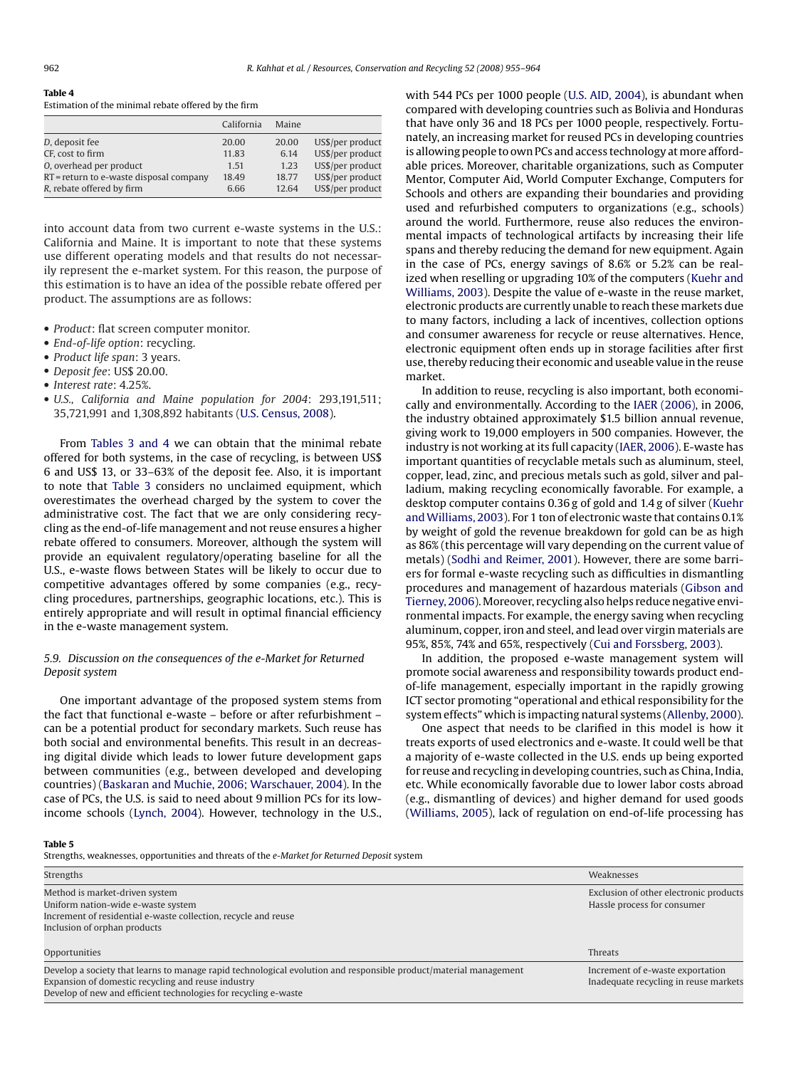**Table 4**
Estimation of the minimal rebate offered by the firm

| | California | Maine | |
|---|---|---|---|
| *D*, deposit fee | 20.00 | 20.00 | US$/per product |
| CF, cost to firm | 11.83 | 6.14 | US$/per product |
| *O*, overhead per product | 1.51 | 1.23 | US$/per product |
| RT = return to e-waste disposal company | 18.49 | 18.77 | US$/per product |
| *R*, rebate offered by firm | 6.66 | 12.64 | US$/per product |

into account data from two current e-waste systems in the U.S.: California and Maine. It is important to note that these systems use different operating models and that results do not necessarily represent the e-market system. For this reason, the purpose of this estimation is to have an idea of the possible rebate offered per product. The assumptions are as follows:

- *Product*: flat screen computer monitor.
- *End-of-life option*: recycling.
- *Product life span*: 3 years.
- *Deposit fee*: US$ 20.00.
- *Interest rate*: 4.25%.
- *U.S., California and Maine population for 2004*: 293,191,511; 35,721,991 and 1,308,892 habitants (U.S. Census, 2008).

From Tables 3 and 4 we can obtain that the minimal rebate offered for both systems, in the case of recycling, is between US$ 6 and US$ 13, or 33–63% of the deposit fee. Also, it is important to note that Table 3 considers no unclaimed equipment, which overestimates the overhead charged by the system to cover the administrative cost. The fact that we are only considering recycling as the end-of-life management and not reuse ensures a higher rebate offered to consumers. Moreover, although the system will provide an equivalent regulatory/operating baseline for all the U.S., e-waste flows between States will be likely to occur due to competitive advantages offered by some companies (e.g., recycling procedures, partnerships, geographic locations, etc.). This is entirely appropriate and will result in optimal financial efficiency in the e-waste management system.

### 5.9. Discussion on the consequences of the e-Market for Returned Deposit system

One important advantage of the proposed system stems from the fact that functional e-waste – before or after refurbishment – can be a potential product for secondary markets. Such reuse has both social and environmental benefits. This result in an decreasing digital divide which leads to lower future development gaps between communities (e.g., between developed and developing countries) (Baskaran and Muchie, 2006; Warschauer, 2004). In the case of PCs, the U.S. is said to need about 9 million PCs for its low-income schools (Lynch, 2004). However, technology in the U.S., with 544 PCs per 1000 people (U.S. AID, 2004), is abundant when compared with developing countries such as Bolivia and Honduras that have only 36 and 18 PCs per 1000 people, respectively. Fortunately, an increasing market for reused PCs in developing countries is allowing people to own PCs and access technology at more affordable prices. Moreover, charitable organizations, such as Computer Mentor, Computer Aid, World Computer Exchange, Computers for Schools and others are expanding their boundaries and providing used and refurbished computers to organizations (e.g., schools) around the world. Furthermore, reuse also reduces the environmental impacts of technological artifacts by increasing their life spans and thereby reducing the demand for new equipment. Again in the case of PCs, energy savings of 8.6% or 5.2% can be realized when reselling or upgrading 10% of the computers (Kuehr and Williams, 2003). Despite the value of e-waste in the reuse market, electronic products are currently unable to reach these markets due to many factors, including a lack of incentives, collection options and consumer awareness for recycle or reuse alternatives. Hence, electronic equipment often ends up in storage facilities after first use, thereby reducing their economic and useable value in the reuse market.

In addition to reuse, recycling is also important, both economically and environmentally. According to the IAER (2006), in 2006, the industry obtained approximately $1.5 billion annual revenue, giving work to 19,000 employers in 500 companies. However, the industry is not working at its full capacity (IAER, 2006). E-waste has important quantities of recyclable metals such as aluminum, steel, copper, lead, zinc, and precious metals such as gold, silver and palladium, making recycling economically favorable. For example, a desktop computer contains 0.36 g of gold and 1.4 g of silver (Kuehr and Williams, 2003). For 1 ton of electronic waste that contains 0.1% by weight of gold the revenue breakdown for gold can be as high as 86% (this percentage will vary depending on the current value of metals) (Sodhi and Reimer, 2001). However, there are some barriers for formal e-waste recycling such as difficulties in dismantling procedures and management of hazardous materials (Gibson and Tierney, 2006). Moreover, recycling also helps reduce negative environmental impacts. For example, the energy saving when recycling aluminum, copper, iron and steel, and lead over virgin materials are 95%, 85%, 74% and 65%, respectively (Cui and Forssberg, 2003).

In addition, the proposed e-waste management system will promote social awareness and responsibility towards product end-of-life management, especially important in the rapidly growing ICT sector promoting "operational and ethical responsibility for the system effects" which is impacting natural systems (Allenby, 2000).

One aspect that needs to be clarified in this model is how it treats exports of used electronics and e-waste. It could well be that a majority of e-waste collected in the U.S. ends up being exported for reuse and recycling in developing countries, such as China, India, etc. While economically favorable due to lower labor costs abroad (e.g., dismantling of devices) and higher demand for used goods (Williams, 2005), lack of regulation on end-of-life processing has

**Table 5**
Strengths, weaknesses, opportunities and threats of the *e-Market for Returned Deposit* system

| Strengths | Weaknesses |
|---|---|
| Method is market-driven system<br>Uniform nation-wide e-waste system<br>Increment of residential e-waste collection, recycle and reuse<br>Inclusion of orphan products | Exclusion of other electronic products<br>Hassle process for consumer |
| **Opportunities** | **Threats** |
| Develop a society that learns to manage rapid technological evolution and responsible product/material management<br>Expansion of domestic recycling and reuse industry<br>Develop of new and efficient technologies for recycling e-waste | Increment of e-waste exportation<br>Inadequate recycling in reuse markets |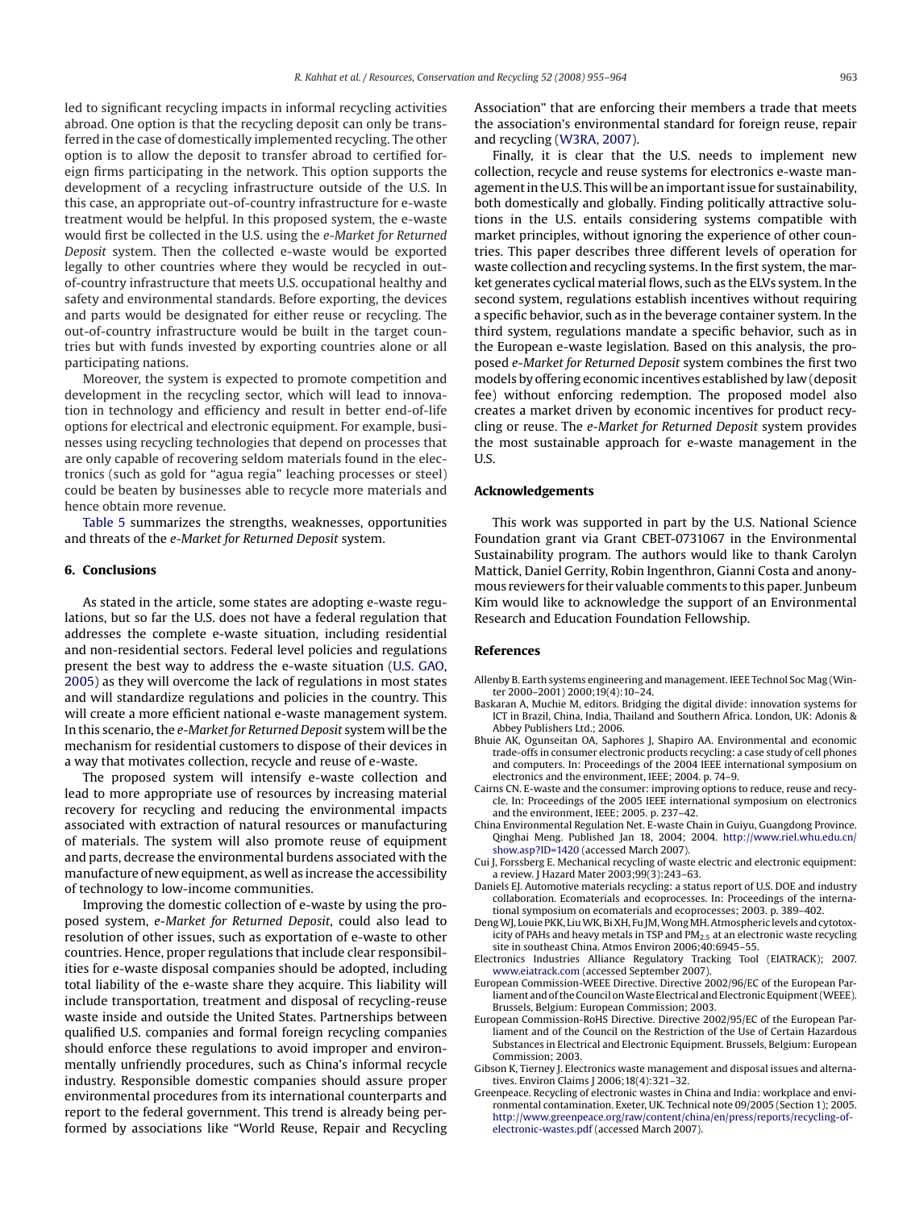led to significant recycling impacts in informal recycling activities abroad. One option is that the recycling deposit can only be transferred in the case of domestically implemented recycling. The other option is to allow the deposit to transfer abroad to certified foreign firms participating in the network. This option supports the development of a recycling infrastructure outside of the U.S. In this case, an appropriate out-of-country infrastructure for e-waste treatment would be helpful. In this proposed system, the e-waste would first be collected in the U.S. using the *e-Market for Returned Deposit* system. Then the collected e-waste would be exported legally to other countries where they would be recycled in out-of-country infrastructure that meets U.S. occupational healthy and safety and environmental standards. Before exporting, the devices and parts would be designated for either reuse or recycling. The out-of-country infrastructure would be built in the target countries but with funds invested by exporting countries alone or all participating nations.

Moreover, the system is expected to promote competition and development in the recycling sector, which will lead to innovation in technology and efficiency and result in better end-of-life options for electrical and electronic equipment. For example, businesses using recycling technologies that depend on processes that are only capable of recovering seldom materials found in the electronics (such as gold for "agua regia" leaching processes or steel) could be beaten by businesses able to recycle more materials and hence obtain more revenue.

Table 5 summarizes the strengths, weaknesses, opportunities and threats of the *e-Market for Returned Deposit* system.

## 6. Conclusions

As stated in the article, some states are adopting e-waste regulations, but so far the U.S. does not have a federal regulation that addresses the complete e-waste situation, including residential and non-residential sectors. Federal level policies and regulations present the best way to address the e-waste situation (U.S. GAO, 2005) as they will overcome the lack of regulations in most states and will standardize regulations and policies in the country. This will create a more efficient national e-waste management system. In this scenario, the *e-Market for Returned Deposit* system will be the mechanism for residential customers to dispose of their devices in a way that motivates collection, recycle and reuse of e-waste.

The proposed system will intensify e-waste collection and lead to more appropriate use of resources by increasing material recovery for recycling and reducing the environmental impacts associated with extraction of natural resources or manufacturing of materials. The system will also promote reuse of equipment and parts, decrease the environmental burdens associated with the manufacture of new equipment, as well as increase the accessibility of technology to low-income communities.

Improving the domestic collection of e-waste by using the proposed system, *e-Market for Returned Deposit*, could also lead to resolution of other issues, such as exportation of e-waste to other countries. Hence, proper regulations that include clear responsibilities for e-waste disposal companies should be adopted, including total liability of the e-waste share they acquire. This liability will include transportation, treatment and disposal of recycling-reuse waste inside and outside the United States. Partnerships between qualified U.S. companies and formal foreign recycling companies should enforce these regulations to avoid improper and environmentally unfriendly procedures, such as China's informal recycle industry. Responsible domestic companies should assure proper environmental procedures from its international counterparts and report to the federal government. This trend is already being performed by associations like "World Reuse, Repair and Recycling Association" that are enforcing their members a trade that meets the association's environmental standard for foreign reuse, repair and recycling (W3RA, 2007).

Finally, it is clear that the U.S. needs to implement new collection, recycle and reuse systems for electronics e-waste management in the U.S. This will be an important issue for sustainability, both domestically and globally. Finding politically attractive solutions in the U.S. entails considering systems compatible with market principles, without ignoring the experience of other countries. This paper describes three different levels of operation for waste collection and recycling systems. In the first system, the market generates cyclical material flows, such as the ELVs system. In the second system, regulations establish incentives without requiring a specific behavior, such as in the beverage container system. In the third system, regulations mandate a specific behavior, such as in the European e-waste legislation. Based on this analysis, the proposed *e-Market for Returned Deposit* system combines the first two models by offering economic incentives established by law (deposit fee) without enforcing redemption. The proposed model also creates a market driven by economic incentives for product recycling or reuse. The *e-Market for Returned Deposit* system provides the most sustainable approach for e-waste management in the U.S.

## Acknowledgements

This work was supported in part by the U.S. National Science Foundation grant via Grant CBET-0731067 in the Environmental Sustainability program. The authors would like to thank Carolyn Mattick, Daniel Gerrity, Robin Ingenthron, Gianni Costa and anonymous reviewers for their valuable comments to this paper. Junbeum Kim would like to acknowledge the support of an Environmental Research and Education Foundation Fellowship.

## References

Allenby B. Earth systems engineering and management. IEEE Technol Soc Mag (Winter 2000–2001) 2000;19(4):10–24.

Baskaran A, Muchie M, editors. Bridging the digital divide: innovation systems for ICT in Brazil, China, India, Thailand and Southern Africa. London, UK: Adonis & Abbey Publishers Ltd.; 2006.

Bhuie AK, Ogunseitan OA, Saphores J, Shapiro AA. Environmental and economic trade-offs in consumer electronic products recycling: a case study of cell phones and computers. In: Proceedings of the 2004 IEEE international symposium on electronics and the environment, IEEE; 2004. p. 74–9.

Cairns CN. E-waste and the consumer: improving options to reduce, reuse and recycle. In: Proceedings of the 2005 IEEE international symposium on electronics and the environment, IEEE; 2005. p. 237–42.

China Environmental Regulation Net. E-waste Chain in Guiyu, Guangdong Province. Qinghai Meng. Published Jan 18, 2004; 2004. http://www.riel.whu.edu.cn/show.asp?ID=1420 (accessed March 2007).

Cui J, Forssberg E. Mechanical recycling of waste electric and electronic equipment: a review. J Hazard Mater 2003;99(3):243–63.

Daniels EJ. Automotive materials recycling: a status report of U.S. DOE and industry collaboration. Ecomaterials and ecoprocesses. In: Proceedings of the international symposium on ecomaterials and ecoprocesses; 2003. p. 389–402.

Deng WJ, Louie PKK, Liu WK, Bi XH, Fu JM, Wong MH. Atmospheric levels and cytotoxicity of PAHs and heavy metals in TSP and $PM_{2.5}$ at an electronic waste recycling site in southeast China. Atmos Environ 2006;40:6945–55.

Electronics Industries Alliance Regulatory Tracking Tool (EIATRACK); 2007. www.eiatrack.com (accessed September 2007).

European Commission-WEEE Directive. Directive 2002/96/EC of the European Parliament and of the Council on Waste Electrical and Electronic Equipment (WEEE). Brussels, Belgium: European Commission; 2003.

European Commission-RoHS Directive. Directive 2002/95/EC of the European Parliament and of the Council on the Restriction of the Use of Certain Hazardous Substances in Electrical and Electronic Equipment. Brussels, Belgium: European Commission; 2003.

Gibson K, Tierney J. Electronics waste management and disposal issues and alternatives. Environ Claims J 2006;18(4):321–32.

Greenpeace. Recycling of electronic wastes in China and India: workplace and environmental contamination. Exeter, UK. Technical note 09/2005 (Section 1); 2005. http://www.greenpeace.org/raw/content/china/en/press/reports/recycling-of-electronic-wastes.pdf (accessed March 2007).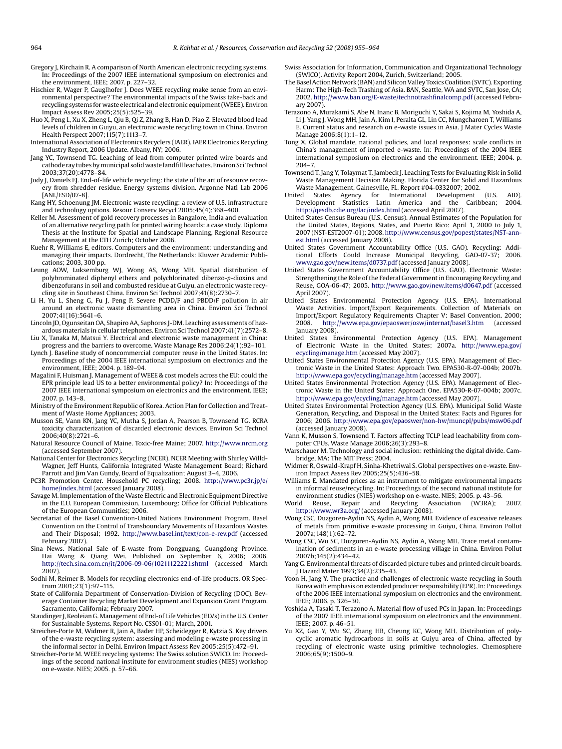Gregory J, Kirchain R. A comparison of North American electronic recycling systems. In: Proceedings of the 2007 IEEE international symposium on electronics and the environment, IEEE; 2007. p. 227–32.

Hischier R, Wager P, Gauglhofer J. Does WEEE recycling make sense from an environmental perspective? The environmental impacts of the Swiss take-back and recycling systems for waste electrical and electronic equipment (WEEE). Environ Impact Assess Rev 2005;25(5):525–39.

Huo X, Peng L, Xu X, Zheng L, Qiu B, Qi Z, Zhang B, Han D, Piao Z. Elevated blood lead levels of children in Guiyu, an electronic waste recycling town in China. Environ Health Perspect 2007;115(7):1113–7.

International Association of Electronics Recyclers (IAER). IAER Electronics Recycling Industry Report, 2006 Update. Albany, NY; 2006.

Jang YC, Townsend TG. Leaching of lead from computer printed wire boards and cathode ray tubes by municipal solid waste landfill leachates. Environ Sci Technol 2003;37(20):4778–84.

Jody J, Daniels EJ. End-of-life vehicle recycling: the state of the art of resource recovery from shredder residue. Energy systems division. Argonne Natl Lab 2006 [ANL/ESD/07-8].

Kang HY, Schoenung JM. Electronic waste recycling: a review of U.S. infrastructure and technology options. Resour Conserv Recycl 2005;45(4):368–400.

Keller M. Assessment of gold recovery processes in Bangalore, India and evaluation of an alternative recycling path for printed wiring boards: a case study. Diploma Thesis at the Institute for Spatial and Landscape Planning, Regional Resource Management at the ETH Zurich; October 2006.

Kuehr R, Williams E, editors. Computers and the environment: understanding and managing their impacts. Dordrecht, The Netherlands: Kluwer Academic Publications; 2003, 300 pp.

Leung AOW, Luksemburg WJ, Wong AS, Wong MH. Spatial distribution of polybrominated diphenyl ethers and polychlorinated dibenzo-*p*-dioxins and dibenzofurans in soil and combusted residue at Guiyu, an electronic waste recycling site in Southeast China. Environ Sci Technol 2007;41(8):2730–7.

Li H, Yu L, Sheng G, Fu J, Peng P. Severe PCDD/F and PBDD/F pollution in air around an electronic waste dismantling area in China. Environ Sci Technol 2007;41(16):5641–6.

Lincoln JD, Ogunseitan OA, Shapiro AA, Saphores J-DM. Leaching assessments of hazardous materials in cellular telephones. Environ Sci Technol 2007;41(7):2572–8.

Liu X, Tanaka M, Matsui Y. Electrical and electronic waste management in China: progress and the barriers to overcome. Waste Manage Res 2006;24(1):92–101.

Lynch J. Baseline study of noncommercial computer reuse in the United States. In: Proceedings of the 2004 IEEE international symposium on electronics and the environment, IEEE; 2004. p. 189–94.

Magalini F, Huisman J. Management of WEEE & cost models across the EU: could the EPR principle lead US to a better environmental policy? In: Proceedings of the 2007 IEEE international symposium on electronics and the environment. IEEE; 2007. p. 143–8.

Ministry of the Environment Republic of Korea. Action Plan for Collection and Treatment of Waste Home Appliances; 2003.

Musson SE, Vann KN, Jang YC, Mutha S, Jordan A, Pearson B, Townsend TG. RCRA toxicity characterization of discarded electronic devices. Environ Sci Technol 2006;40(8):2721–6.

Natural Resource Council of Maine. Toxic-free Maine; 2007. http://www.nrcm.org (accessed September 2007).

National Center for Electronics Recycling (NCER). NCER Meeting with Shirley Willd-Wagner, Jeff Hunts, California Integrated Waste Management Board; Richard Parrott and Jim Van Gundy, Board of Equalization; August 3–4, 2006.

PC3R Promotion Center. Household PC recycling; 2008. http://www.pc3r.jp/e/home/index.html (accessed January 2008).

Savage M. Implementation of the Waste Electric and Electronic Equipment Directive in the E.U. European Commission. Luxembourg: Office for Official Publications of the European Communities; 2006.

Secretariat of the Basel Convention-United Nations Environment Program. Basel Convention on the Control of Transboundary Movements of Hazardous Wastes and Their Disposal; 1992. http://www.basel.int/text/con-e-rev.pdf (accessed February 2007).

Sina News. National Sale of E-waste from Dongguang, Guangdong Province. Hai Wang & Qiang Wei. Published on September 6, 2006; 2006. http://tech.sina.com.cn/it/2006-09-06/10211122221.shtml (accessed March 2007).

Sodhi M, Reimer B. Models for recycling electronics end-of-life products. OR Spectrum 2001;23(1):97–115.

State of California Department of Conservation-Division of Recycling (DOC). Beverage Container Recycling Market Development and Expansion Grant Program. Sacramento, California; February 2007.

Staudinger J, Keoleian G. Management of End-of Life Vehicles (ELVs) in the U.S. Center for Sustainable Systems. Report No. CSS01-01; March, 2001.

Streicher-Porte M, Widmer R, Jain A, Bader HP, Scheidegger R, Kytzia S. Key drivers of the e-waste recycling system: assessing and modeling e-waste processing in the informal sector in Delhi. Environ Impact Assess Rev 2005;25(5):472–91.

Streicher-Porte M. WEEE recycling systems: The Swiss solution SWICO. In: Proceedings of the second national institute for environment studies (NIES) workshop on e-waste. NIES; 2005. p. 57–66.

Swiss Association for Information, Communication and Organizational Technology (SWICO). Activity Report 2004, Zurich, Switzerland; 2005.

The Basel Action Network (BAN) and Silicon Valley Toxics Coalition (SVTC). Exporting Harm: The High-Tech Trashing of Asia. BAN, Seattle, WA and SVTC, San Jose, CA; 2002. http://www.ban.org/E-waste/technotrashfinalcomp.pdf (accessed February 2007).

Terazono A, Murakami S, Abe N, Inanc B, Moriguchi Y, Sakai S, Kojima M, Yoshida A, Li J, Yang J, Wong MH, Jain A, Kim I, Peralta GL, Lin CC, Mungcharoen T, Williams E. Current status and research on e-waste issues in Asia. J Mater Cycles Waste Manage 2006;8(1):1–12.

Tong X. Global mandate, national policies, and local responses: scale conflicts in China's management of imported e-waste. In: Proceedings of the 2004 IEEE international symposium on electronics and the environment. IEEE; 2004. p. 204–7.

Townsend T, Jang Y, Tolaymat T, Jambeck J. Leaching Tests for Evaluating Risk in Solid Waste Management Decision Making. Florida Center for Solid and Hazardous Waste Management, Gainesville, FL. Report #04-0332007; 2002.

United States Agency for International Development (U.S. AID). Development Statistics Latin America and the Caribbean; 2004. http://qesdb.cdie.org/lac/index.html (accessed April 2007).

United States Census Bureau (U.S. Census). Annual Estimates of the Population for the United States, Regions, States, and Puerto Rico: April 1, 2000 to July 1, 2007 (NST-EST2007-01); 2008. http://www.census.gov/popest/states/NST-ann-est.html (accessed January 2008).

United States Government Accountability Office (U.S. GAO). Recycling: Additional Efforts Could Increase Municipal Recycling, GAO-07-37; 2006. www.gao.gov/new.items/d0737.pdf (accessed January 2008).

United States Government Accountability Office (U.S. GAO). Electronic Waste: Strengthening the Role of the Federal Government in Encouraging Recycling and Reuse, GOA-06-47; 2005. http://www.gao.gov/new.items/d0647.pdf (accessed April 2007).

United States Environmental Protection Agency (U.S. EPA). International Waste Activities. Import/Export Requirements. Collection of Materials on Import/Export Regulatory Requirements Chapter V: Basel Convention. 2000; 2008. http://www.epa.gov/epaoswer/osw/internat/basel3.htm (accessed January 2008).

United States Environmental Protection Agency (U.S. EPA). Management of Electronic Waste in the United States; 2007a. http://www.epa.gov/ecycling/manage.htm (accessed May 2007).

United States Environmental Protection Agency (U.S. EPA). Management of Electronic Waste in the United States: Approach Two. EPA530-R-07-004b; 2007b. http://www.epa.gov/ecycling/manage.htm (accessed May 2007).

United States Environmental Protection Agency (U.S. EPA). Management of Electronic Waste in the United States: Approach One. EPA530-R-07-004b; 2007c. http://www.epa.gov/ecycling/manage.htm (accessed May 2007).

United States Environmental Protection Agency (U.S. EPA). Municipal Solid Waste Generation, Recycling, and Disposal in the United States: Facts and Figures for 2006; 2006. http://www.epa.gov/epaoswer/non-hw/muncpl/pubs/msw06.pdf (accessed January 2008).

Vann K, Musson S, Townsend T. Factors affecting TCLP lead leachability from computer CPUs. Waste Manage 2006;26(3):293–8.

Warschauer M. Technology and social inclusion: rethinking the digital divide. Cambridge, MA: The MIT Press; 2004.

Widmer R, Oswald-Krapf H, Sinha-Khetriwal S. Global perspectives on e-waste. Environ Impact Assess Rev 2005;25(5):436–58.

Williams E. Mandated prices as an instrument to mitigate environmental impacts in informal reuse/recycling. In: Proceedings of the second national institute for environment studies (NIES) workshop on e-waste. NIES; 2005. p. 43–56.

World Reuse, Repair and Recycling Association (W3RA); 2007. http://www.wr3a.org/ (accessed January 2008).

Wong CSC, Duzgoren-Aydin NS, Aydin A, Wong MH. Evidence of excessive releases of metals from primitive e-waste processing in Guiyu, China. Environ Pollut 2007a;148(1):62–72.

Wong CSC, Wu SC, Duzgoren-Aydin NS, Aydin A, Wong MH. Trace metal contamination of sediments in an e-waste processing village in China. Environ Pollut 2007b;145(2):434–42.

Yang G. Environmental threats of discarded picture tubes and printed circuit boards. J Hazard Mater 1993;34(2):235–43.

Yoon H, Jang Y. The practice and challenges of electronic waste recycling in South Korea with emphasis on extended producer responsibility (EPR). In: Proceedings of the 2006 IEEE international symposium on electronics and the environment. IEEE; 2006. p. 326–30.

Yoshida A, Tasaki T, Terazono A. Material flow of used PCs in Japan. In: Proceedings of the 2007 IEEE international symposium on electronics and the environment. IEEE; 2007. p. 46–51.

Yu XZ, Gao Y, Wu SC, Zhang HB, Cheung KC, Wong MH. Distribution of polycyclic aromatic hydrocarbons in soils at Guiyu area of China, affected by recycling of electronic waste using primitive technologies. Chemosphere 2006;65(9):1500–9.